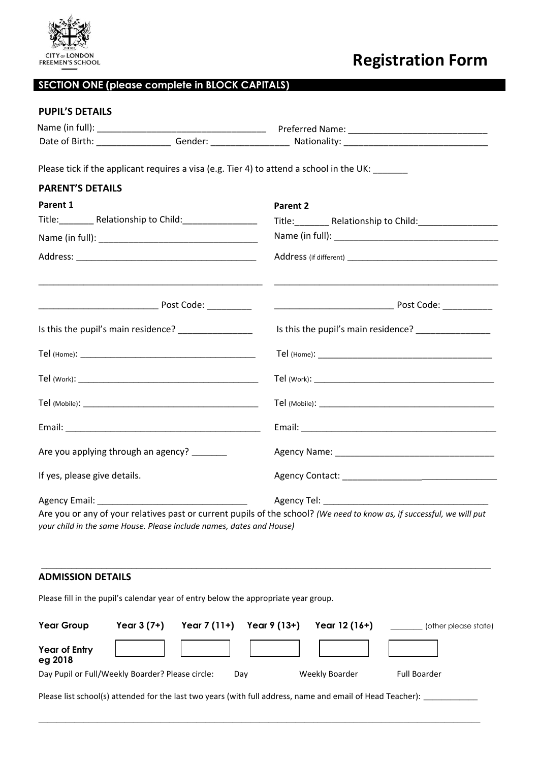CITY OF LONDON FREEMEN'S SCHOOL

# Registration Form

## SECTION ONE (please complete in BLOCK CAPITALS)

### PUPIL'S DETAILS

Name (in full): ___________________________________ Preferred Name: ____________________________

Date of Birth: _______________ Gender: _______________ Nationality: _____________________________

Please tick if the applicant requires a visa (e.g. Tier 4) to attend a school in the UK: _______

### PARENT'S DETAILS

**Parent 1**

Title:_______ Relationship to Child:_______________

Name (in full): _________________________________

Address: ____________________________________

_____________________________________________

________________________ Post Code: _________

Is this the pupil's main residence? _______________

Tel (Home): _______________________________________

Tel (Work): _______________________________________

Tel (Mobile): _____________________________________

Email: _________________________________________

Are you applying through an agency? _______

If yes, please give details.

Agency Email: _______________________________

**Parent 2**

Title:_______ Relationship to Child:________________

Name (in full): __________________________________

Address (if different) _________________________________

_____________________________________________

________________________ Post Code: __________

Is this the pupil's main residence? _______________

Tel (Home): ____________________________________

Tel (Work): _______________________________________

Tel (Mobile): _____________________________________

Email: __________________________________________

Agency Name: _________________________________

Agency Contact: _________________________________

Agency Tel: __________________________________

Are you or any of your relatives past or current pupils of the school? *(We need to know as, if successful, we will put your child in the same House. Please include names, dates and House)*

_____________________________________________________________________________________________

### ADMISSION DETAILS

Please fill in the pupil's calendar year of entry below the appropriate year group.

| Year Group | Year 3 (7+) | Year 7 (11+) | Year 9 (13+) | Year 12 (16+) | _______ (other please state) |
|---|---|---|---|---|---|
| Year of Entry eg 2018 | | | | | |

Day Pupil or Full/Weekly Boarder? Please circle: Day Weekly Boarder Full Boarder

Please list school(s) attended for the last two years (with full address, name and email of Head Teacher): ____________

_____________________________________________________________________________________________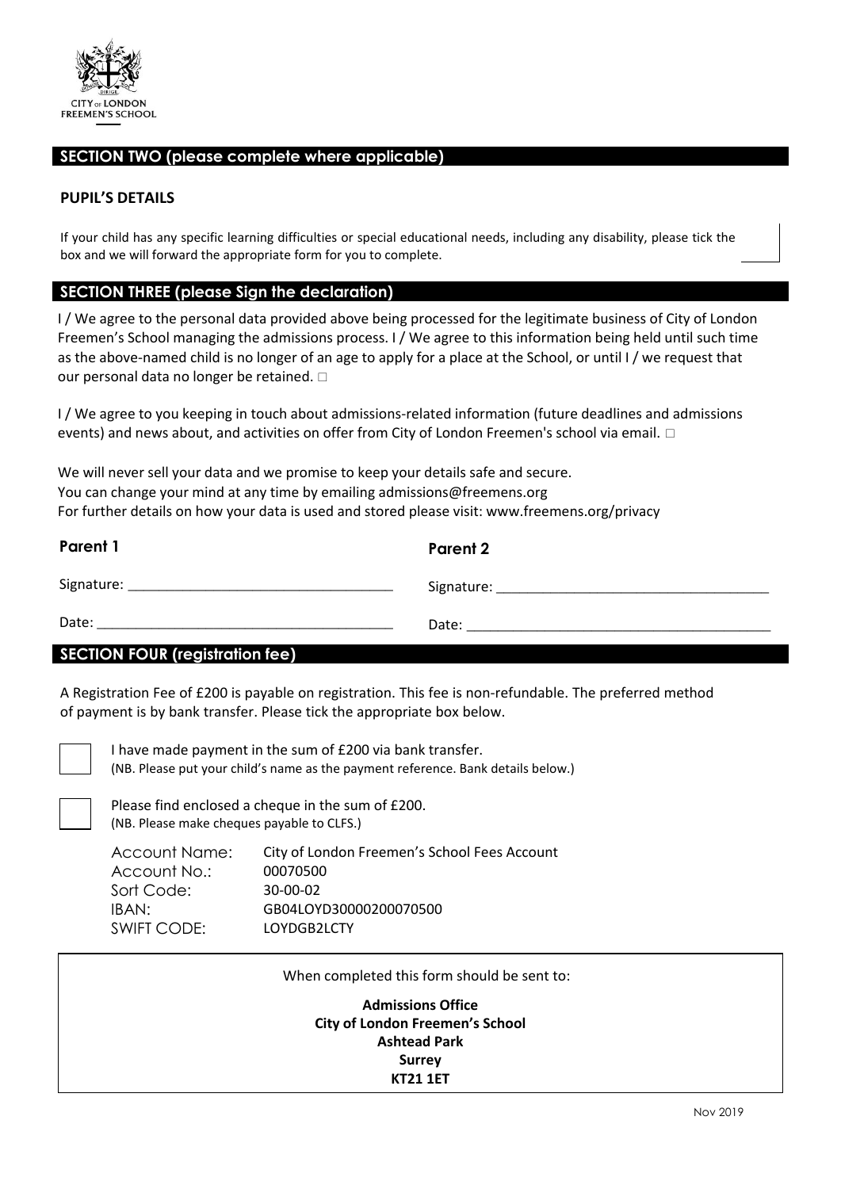## SECTION TWO (please complete where applicable)

### PUPIL'S DETAILS

If your child has any specific learning difficulties or special educational needs, including any disability, please tick the box and we will forward the appropriate form for you to complete. ☐

## SECTION THREE (please Sign the declaration)

I / We agree to the personal data provided above being processed for the legitimate business of City of London Freemen's School managing the admissions process. I / We agree to this information being held until such time as the above-named child is no longer of an age to apply for a place at the School, or until I / we request that our personal data no longer be retained. ☐

I / We agree to you keeping in touch about admissions-related information (future deadlines and admissions events) and news about, and activities on offer from City of London Freemen's school via email. ☐

We will never sell your data and we promise to keep your details safe and secure.
You can change your mind at any time by emailing admissions@freemens.org
For further details on how your data is used and stored please visit: www.freemens.org/privacy

**Parent 1**

Signature: ___________________________________

Date: ________________________________________

**Parent 2**

Signature: ___________________________________

Date: ________________________________________

## SECTION FOUR (registration fee)

A Registration Fee of £200 is payable on registration. This fee is non-refundable. The preferred method of payment is by bank transfer. Please tick the appropriate box below.

☐ I have made payment in the sum of £200 via bank transfer.
(NB. Please put your child's name as the payment reference. Bank details below.)

☐ Please find enclosed a cheque in the sum of £200.
(NB. Please make cheques payable to CLFS.)

| | |
|---|---|
| Account Name: | City of London Freemen's School Fees Account |
| Account No.: | 00070500 |
| Sort Code: | 30-00-02 |
| IBAN: | GB04LOYD30000200070500 |
| SWIFT CODE: | LOYDGB2LCTY |

When completed this form should be sent to:

**Admissions Office**
**City of London Freemen's School**
**Ashtead Park**
**Surrey**
**KT21 1ET**

Nov 2019